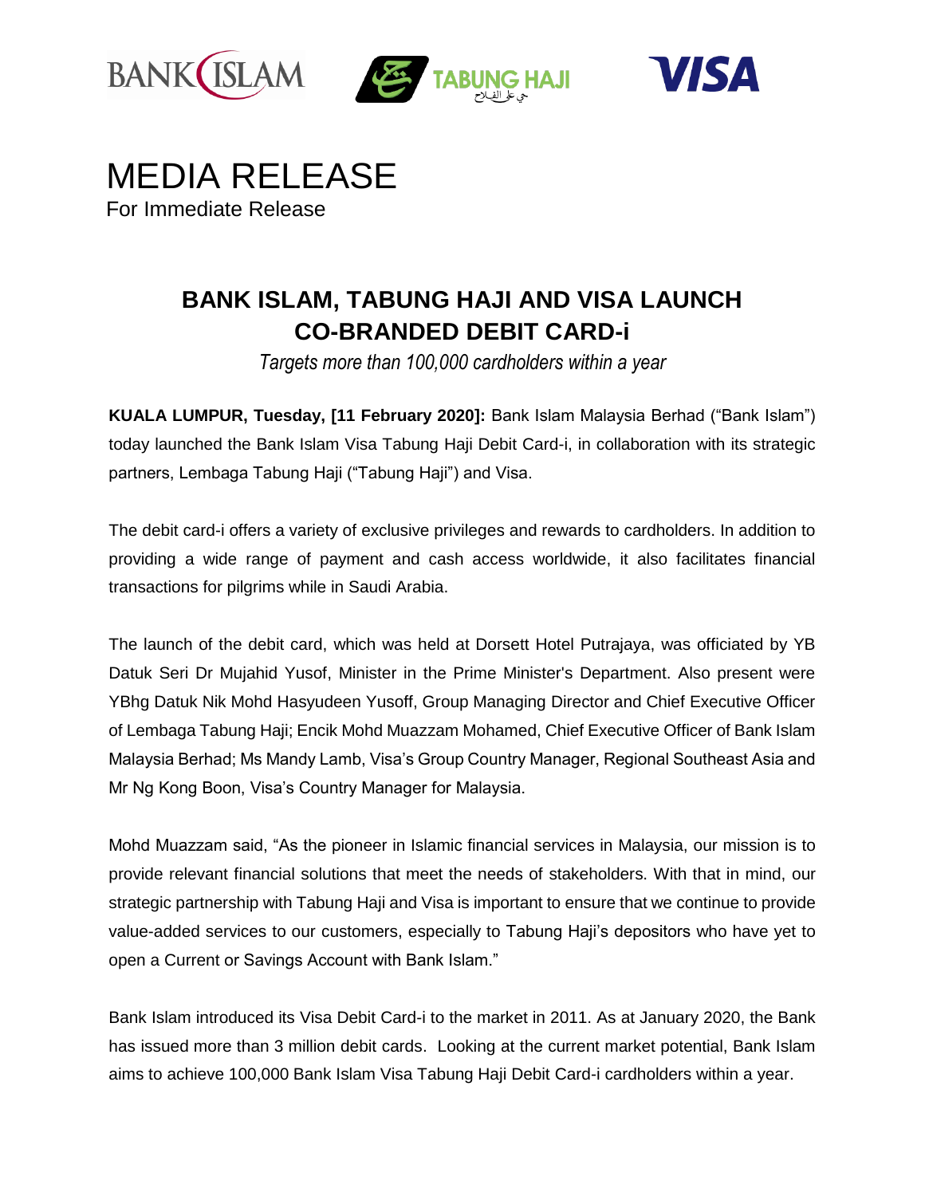# MEDIA RELEASE

For Immediate Release

## BANK ISLAM, TABUNG HAJI AND VISA LAUNCH CO-BRANDED DEBIT CARD-i

*Targets more than 100,000 cardholders within a year*

**KUALA LUMPUR, Tuesday, [11 February 2020]:** Bank Islam Malaysia Berhad ("Bank Islam") today launched the Bank Islam Visa Tabung Haji Debit Card-i, in collaboration with its strategic partners, Lembaga Tabung Haji ("Tabung Haji") and Visa.

The debit card-i offers a variety of exclusive privileges and rewards to cardholders. In addition to providing a wide range of payment and cash access worldwide, it also facilitates financial transactions for pilgrims while in Saudi Arabia.

The launch of the debit card, which was held at Dorsett Hotel Putrajaya, was officiated by YB Datuk Seri Dr Mujahid Yusof, Minister in the Prime Minister's Department. Also present were YBhg Datuk Nik Mohd Hasyudeen Yusoff, Group Managing Director and Chief Executive Officer of Lembaga Tabung Haji; Encik Mohd Muazzam Mohamed, Chief Executive Officer of Bank Islam Malaysia Berhad; Ms Mandy Lamb, Visa's Group Country Manager, Regional Southeast Asia and Mr Ng Kong Boon, Visa's Country Manager for Malaysia.

Mohd Muazzam said, "As the pioneer in Islamic financial services in Malaysia, our mission is to provide relevant financial solutions that meet the needs of stakeholders. With that in mind, our strategic partnership with Tabung Haji and Visa is important to ensure that we continue to provide value-added services to our customers, especially to Tabung Haji's depositors who have yet to open a Current or Savings Account with Bank Islam."

Bank Islam introduced its Visa Debit Card-i to the market in 2011. As at January 2020, the Bank has issued more than 3 million debit cards. Looking at the current market potential, Bank Islam aims to achieve 100,000 Bank Islam Visa Tabung Haji Debit Card-i cardholders within a year.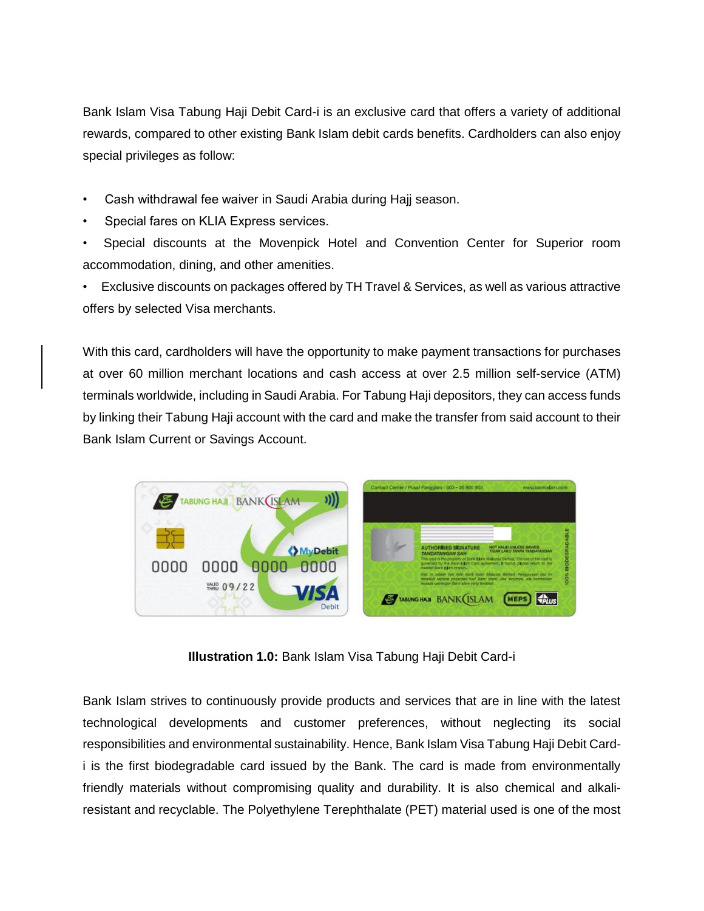Bank Islam Visa Tabung Haji Debit Card-i is an exclusive card that offers a variety of additional rewards, compared to other existing Bank Islam debit cards benefits. Cardholders can also enjoy special privileges as follow:

- Cash withdrawal fee waiver in Saudi Arabia during Hajj season.
- Special fares on KLIA Express services.
- Special discounts at the Movenpick Hotel and Convention Center for Superior room accommodation, dining, and other amenities.
- Exclusive discounts on packages offered by TH Travel & Services, as well as various attractive offers by selected Visa merchants.

With this card, cardholders will have the opportunity to make payment transactions for purchases at over 60 million merchant locations and cash access at over 2.5 million self-service (ATM) terminals worldwide, including in Saudi Arabia. For Tabung Haji depositors, they can access funds by linking their Tabung Haji account with the card and make the transfer from said account to their Bank Islam Current or Savings Account.

**Illustration 1.0:** Bank Islam Visa Tabung Haji Debit Card-i

Bank Islam strives to continuously provide products and services that are in line with the latest technological developments and customer preferences, without neglecting its social responsibilities and environmental sustainability. Hence, Bank Islam Visa Tabung Haji Debit Card-i is the first biodegradable card issued by the Bank. The card is made from environmentally friendly materials without compromising quality and durability. It is also chemical and alkali-resistant and recyclable. The Polyethylene Terephthalate (PET) material used is one of the most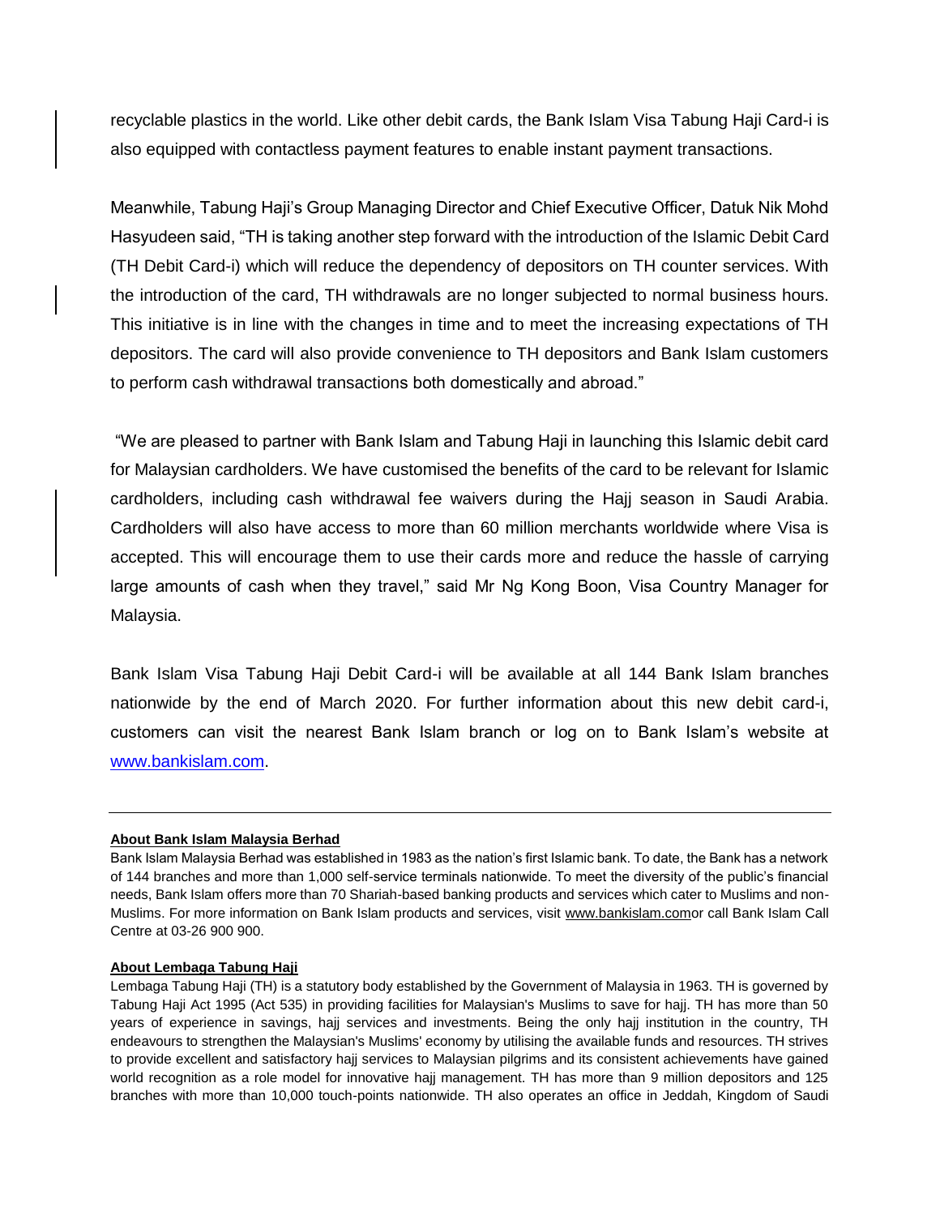recyclable plastics in the world. Like other debit cards, the Bank Islam Visa Tabung Haji Card-i is also equipped with contactless payment features to enable instant payment transactions.

Meanwhile, Tabung Haji's Group Managing Director and Chief Executive Officer, Datuk Nik Mohd Hasyudeen said, "TH is taking another step forward with the introduction of the Islamic Debit Card (TH Debit Card-i) which will reduce the dependency of depositors on TH counter services. With the introduction of the card, TH withdrawals are no longer subjected to normal business hours. This initiative is in line with the changes in time and to meet the increasing expectations of TH depositors. The card will also provide convenience to TH depositors and Bank Islam customers to perform cash withdrawal transactions both domestically and abroad."

"We are pleased to partner with Bank Islam and Tabung Haji in launching this Islamic debit card for Malaysian cardholders. We have customised the benefits of the card to be relevant for Islamic cardholders, including cash withdrawal fee waivers during the Hajj season in Saudi Arabia. Cardholders will also have access to more than 60 million merchants worldwide where Visa is accepted. This will encourage them to use their cards more and reduce the hassle of carrying large amounts of cash when they travel," said Mr Ng Kong Boon, Visa Country Manager for Malaysia.

Bank Islam Visa Tabung Haji Debit Card-i will be available at all 144 Bank Islam branches nationwide by the end of March 2020. For further information about this new debit card-i, customers can visit the nearest Bank Islam branch or log on to Bank Islam's website at [www.bankislam.com](http://www.bankislam.com).

---

**About Bank Islam Malaysia Berhad**

Bank Islam Malaysia Berhad was established in 1983 as the nation's first Islamic bank. To date, the Bank has a network of 144 branches and more than 1,000 self-service terminals nationwide. To meet the diversity of the public's financial needs, Bank Islam offers more than 70 Shariah-based banking products and services which cater to Muslims and non-Muslims. For more information on Bank Islam products and services, visit www.bankislam.comor call Bank Islam Call Centre at 03-26 900 900.

**About Lembaga Tabung Haji**

Lembaga Tabung Haji (TH) is a statutory body established by the Government of Malaysia in 1963. TH is governed by Tabung Haji Act 1995 (Act 535) in providing facilities for Malaysian's Muslims to save for hajj. TH has more than 50 years of experience in savings, hajj services and investments. Being the only hajj institution in the country, TH endeavours to strengthen the Malaysian's Muslims' economy by utilising the available funds and resources. TH strives to provide excellent and satisfactory hajj services to Malaysian pilgrims and its consistent achievements have gained world recognition as a role model for innovative hajj management. TH has more than 9 million depositors and 125 branches with more than 10,000 touch-points nationwide. TH also operates an office in Jeddah, Kingdom of Saudi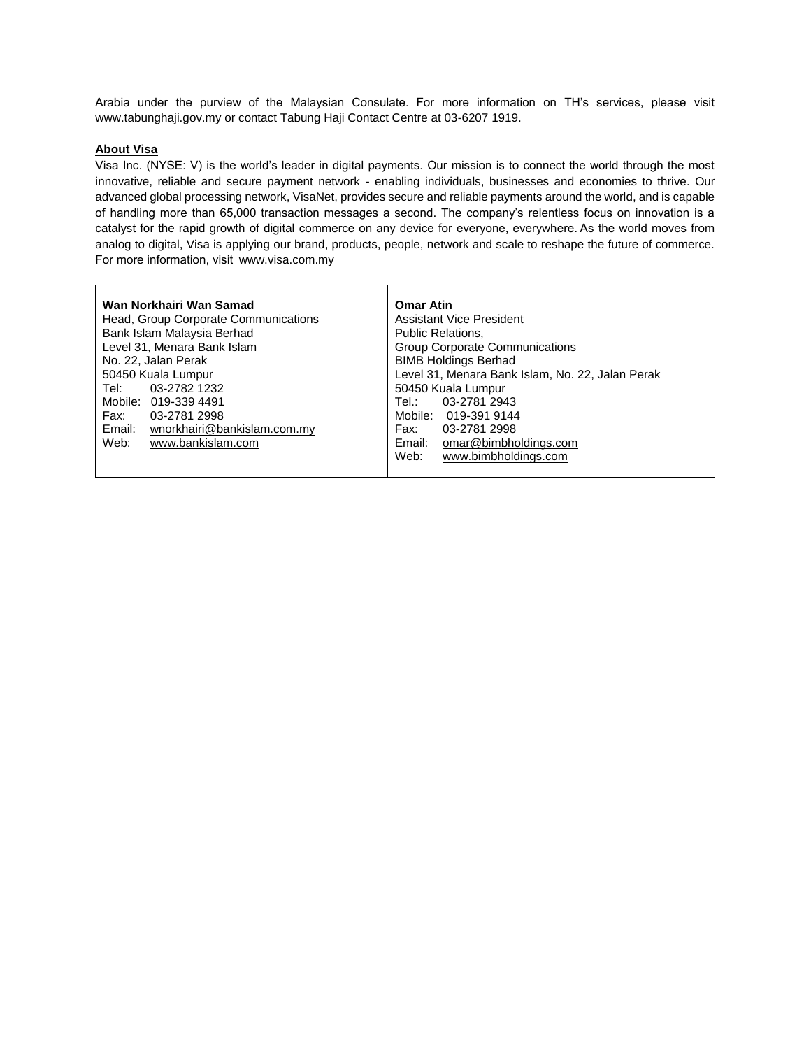Arabia under the purview of the Malaysian Consulate. For more information on TH's services, please visit www.tabunghaji.gov.my or contact Tabung Haji Contact Centre at 03-6207 1919.

**About Visa**

Visa Inc. (NYSE: V) is the world's leader in digital payments. Our mission is to connect the world through the most innovative, reliable and secure payment network - enabling individuals, businesses and economies to thrive. Our advanced global processing network, VisaNet, provides secure and reliable payments around the world, and is capable of handling more than 65,000 transaction messages a second. The company's relentless focus on innovation is a catalyst for the rapid growth of digital commerce on any device for everyone, everywhere. As the world moves from analog to digital, Visa is applying our brand, products, people, network and scale to reshape the future of commerce. For more information, visit www.visa.com.my

| | |
|---|---|
| **Wan Norkhairi Wan Samad**<br>Head, Group Corporate Communications<br>Bank Islam Malaysia Berhad<br>Level 31, Menara Bank Islam<br>No. 22, Jalan Perak<br>50450 Kuala Lumpur<br>Tel: 03-2782 1232<br>Mobile: 019-339 4491<br>Fax: 03-2781 2998<br>Email: wnorkhairi@bankislam.com.my<br>Web: www.bankislam.com | **Omar Atin**<br>Assistant Vice President<br>Public Relations,<br>Group Corporate Communications<br>BIMB Holdings Berhad<br>Level 31, Menara Bank Islam, No. 22, Jalan Perak<br>50450 Kuala Lumpur<br>Tel.: 03-2781 2943<br>Mobile: 019-391 9144<br>Fax: 03-2781 2998<br>Email: omar@bimbholdings.com<br>Web: www.bimbholdings.com |